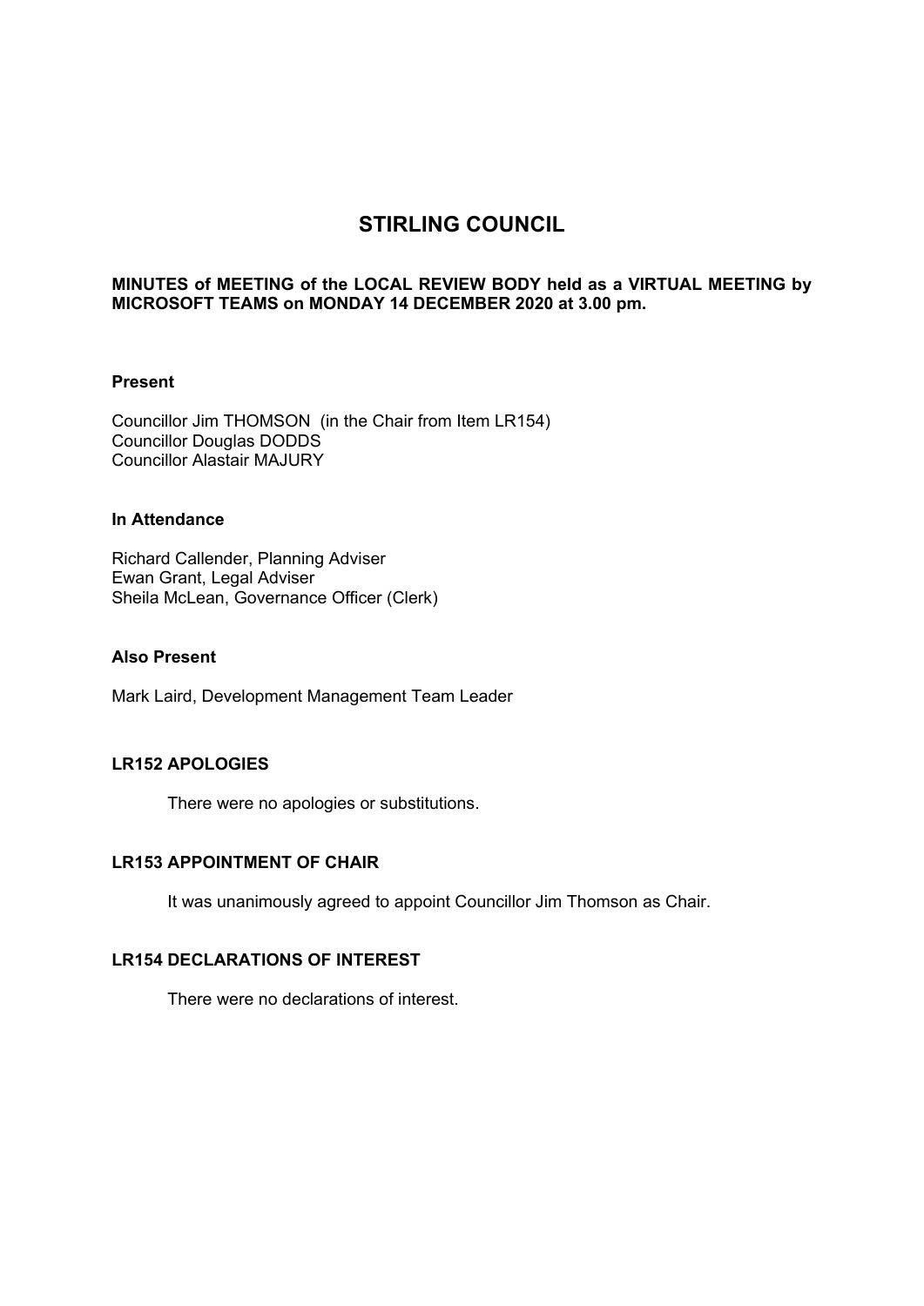# STIRLING COUNCIL

**MINUTES of MEETING of the LOCAL REVIEW BODY held as a VIRTUAL MEETING by MICROSOFT TEAMS on MONDAY 14 DECEMBER 2020 at 3.00 pm.**

**Present**

Councillor Jim THOMSON (in the Chair from Item LR154)
Councillor Douglas DODDS
Councillor Alastair MAJURY

**In Attendance**

Richard Callender, Planning Adviser
Ewan Grant, Legal Adviser
Sheila McLean, Governance Officer (Clerk)

**Also Present**

Mark Laird, Development Management Team Leader

**LR152 APOLOGIES**

There were no apologies or substitutions.

**LR153 APPOINTMENT OF CHAIR**

It was unanimously agreed to appoint Councillor Jim Thomson as Chair.

**LR154 DECLARATIONS OF INTEREST**

There were no declarations of interest.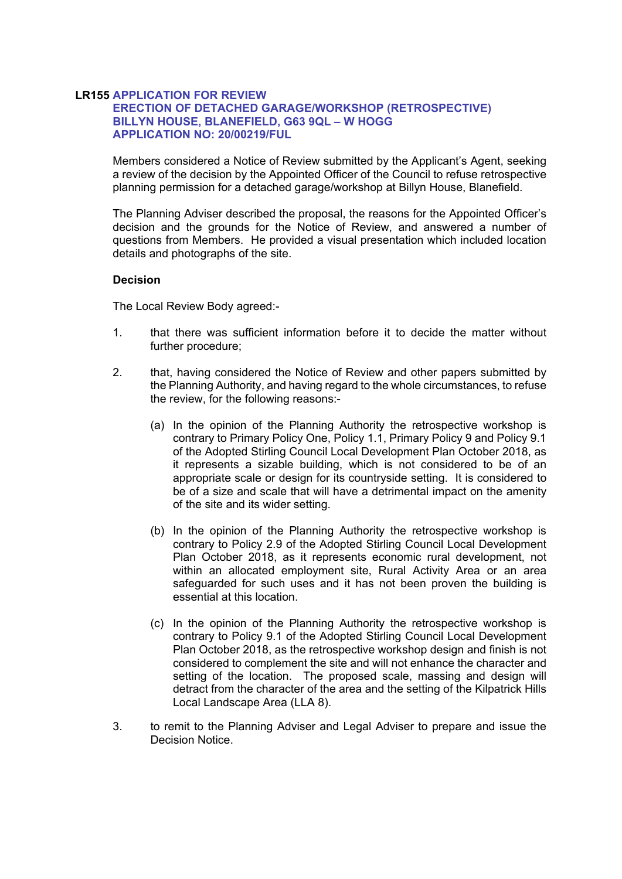**LR155 APPLICATION FOR REVIEW**
**ERECTION OF DETACHED GARAGE/WORKSHOP (RETROSPECTIVE)**
**BILLYN HOUSE, BLANEFIELD, G63 9QL – W HOGG**
**APPLICATION NO: 20/00219/FUL**

Members considered a Notice of Review submitted by the Applicant's Agent, seeking a review of the decision by the Appointed Officer of the Council to refuse retrospective planning permission for a detached garage/workshop at Billyn House, Blanefield.

The Planning Adviser described the proposal, the reasons for the Appointed Officer's decision and the grounds for the Notice of Review, and answered a number of questions from Members. He provided a visual presentation which included location details and photographs of the site.

**Decision**

The Local Review Body agreed:-

1. that there was sufficient information before it to decide the matter without further procedure;

2. that, having considered the Notice of Review and other papers submitted by the Planning Authority, and having regard to the whole circumstances, to refuse the review, for the following reasons:-

   (a) In the opinion of the Planning Authority the retrospective workshop is contrary to Primary Policy One, Policy 1.1, Primary Policy 9 and Policy 9.1 of the Adopted Stirling Council Local Development Plan October 2018, as it represents a sizable building, which is not considered to be of an appropriate scale or design for its countryside setting. It is considered to be of a size and scale that will have a detrimental impact on the amenity of the site and its wider setting.

   (b) In the opinion of the Planning Authority the retrospective workshop is contrary to Policy 2.9 of the Adopted Stirling Council Local Development Plan October 2018, as it represents economic rural development, not within an allocated employment site, Rural Activity Area or an area safeguarded for such uses and it has not been proven the building is essential at this location.

   (c) In the opinion of the Planning Authority the retrospective workshop is contrary to Policy 9.1 of the Adopted Stirling Council Local Development Plan October 2018, as the retrospective workshop design and finish is not considered to complement the site and will not enhance the character and setting of the location. The proposed scale, massing and design will detract from the character of the area and the setting of the Kilpatrick Hills Local Landscape Area (LLA 8).

3. to remit to the Planning Adviser and Legal Adviser to prepare and issue the Decision Notice.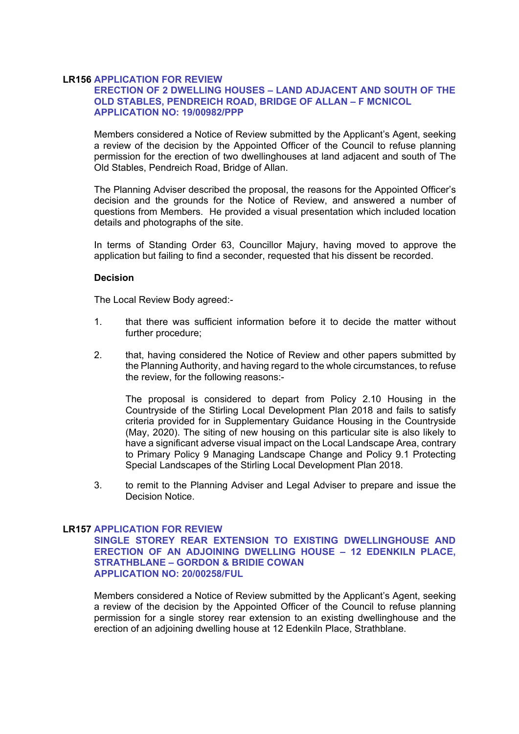**LR156 APPLICATION FOR REVIEW**
**ERECTION OF 2 DWELLING HOUSES – LAND ADJACENT AND SOUTH OF THE OLD STABLES, PENDREICH ROAD, BRIDGE OF ALLAN – F MCNICOL**
**APPLICATION NO: 19/00982/PPP**

Members considered a Notice of Review submitted by the Applicant's Agent, seeking a review of the decision by the Appointed Officer of the Council to refuse planning permission for the erection of two dwellinghouses at land adjacent and south of The Old Stables, Pendreich Road, Bridge of Allan.

The Planning Adviser described the proposal, the reasons for the Appointed Officer's decision and the grounds for the Notice of Review, and answered a number of questions from Members. He provided a visual presentation which included location details and photographs of the site.

In terms of Standing Order 63, Councillor Majury, having moved to approve the application but failing to find a seconder, requested that his dissent be recorded.

**Decision**

The Local Review Body agreed:-

1. that there was sufficient information before it to decide the matter without further procedure;

2. that, having considered the Notice of Review and other papers submitted by the Planning Authority, and having regard to the whole circumstances, to refuse the review, for the following reasons:-

   The proposal is considered to depart from Policy 2.10 Housing in the Countryside of the Stirling Local Development Plan 2018 and fails to satisfy criteria provided for in Supplementary Guidance Housing in the Countryside (May, 2020). The siting of new housing on this particular site is also likely to have a significant adverse visual impact on the Local Landscape Area, contrary to Primary Policy 9 Managing Landscape Change and Policy 9.1 Protecting Special Landscapes of the Stirling Local Development Plan 2018.

3. to remit to the Planning Adviser and Legal Adviser to prepare and issue the Decision Notice.

**LR157 APPLICATION FOR REVIEW**
**SINGLE STOREY REAR EXTENSION TO EXISTING DWELLINGHOUSE AND ERECTION OF AN ADJOINING DWELLING HOUSE – 12 EDENKILN PLACE, STRATHBLANE – GORDON & BRIDIE COWAN**
**APPLICATION NO: 20/00258/FUL**

Members considered a Notice of Review submitted by the Applicant's Agent, seeking a review of the decision by the Appointed Officer of the Council to refuse planning permission for a single storey rear extension to an existing dwellinghouse and the erection of an adjoining dwelling house at 12 Edenkiln Place, Strathblane.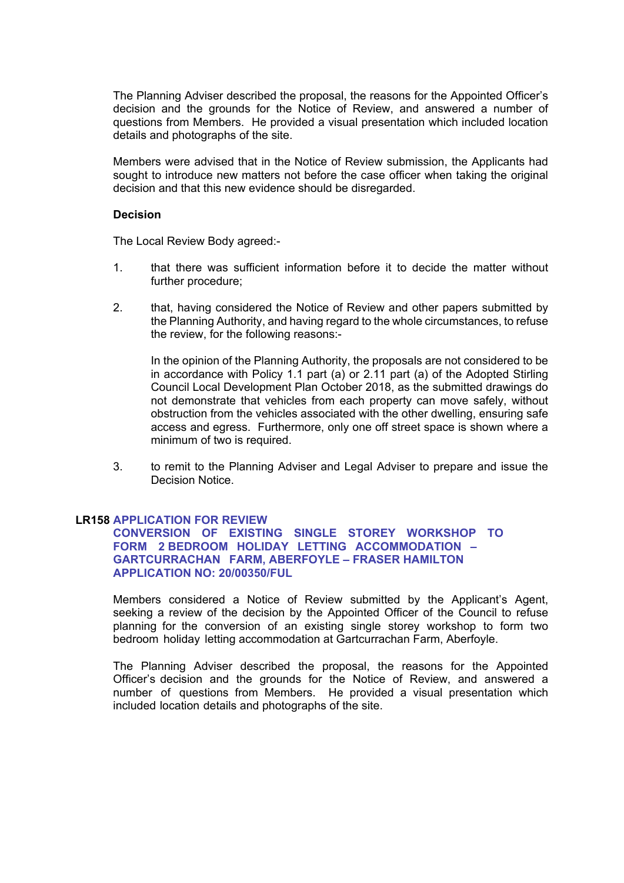The Planning Adviser described the proposal, the reasons for the Appointed Officer's decision and the grounds for the Notice of Review, and answered a number of questions from Members. He provided a visual presentation which included location details and photographs of the site.

Members were advised that in the Notice of Review submission, the Applicants had sought to introduce new matters not before the case officer when taking the original decision and that this new evidence should be disregarded.

**Decision**

The Local Review Body agreed:-

1. that there was sufficient information before it to decide the matter without further procedure;

2. that, having considered the Notice of Review and other papers submitted by the Planning Authority, and having regard to the whole circumstances, to refuse the review, for the following reasons:-

   In the opinion of the Planning Authority, the proposals are not considered to be in accordance with Policy 1.1 part (a) or 2.11 part (a) of the Adopted Stirling Council Local Development Plan October 2018, as the submitted drawings do not demonstrate that vehicles from each property can move safely, without obstruction from the vehicles associated with the other dwelling, ensuring safe access and egress. Furthermore, only one off street space is shown where a minimum of two is required.

3. to remit to the Planning Adviser and Legal Adviser to prepare and issue the Decision Notice.

### LR158 APPLICATION FOR REVIEW CONVERSION OF EXISTING SINGLE STOREY WORKSHOP TO FORM 2 BEDROOM HOLIDAY LETTING ACCOMMODATION – GARTCURRACHAN FARM, ABERFOYLE – FRASER HAMILTON APPLICATION NO: 20/00350/FUL

Members considered a Notice of Review submitted by the Applicant's Agent, seeking a review of the decision by the Appointed Officer of the Council to refuse planning for the conversion of an existing single storey workshop to form two bedroom holiday letting accommodation at Gartcurrachan Farm, Aberfoyle.

The Planning Adviser described the proposal, the reasons for the Appointed Officer's decision and the grounds for the Notice of Review, and answered a number of questions from Members. He provided a visual presentation which included location details and photographs of the site.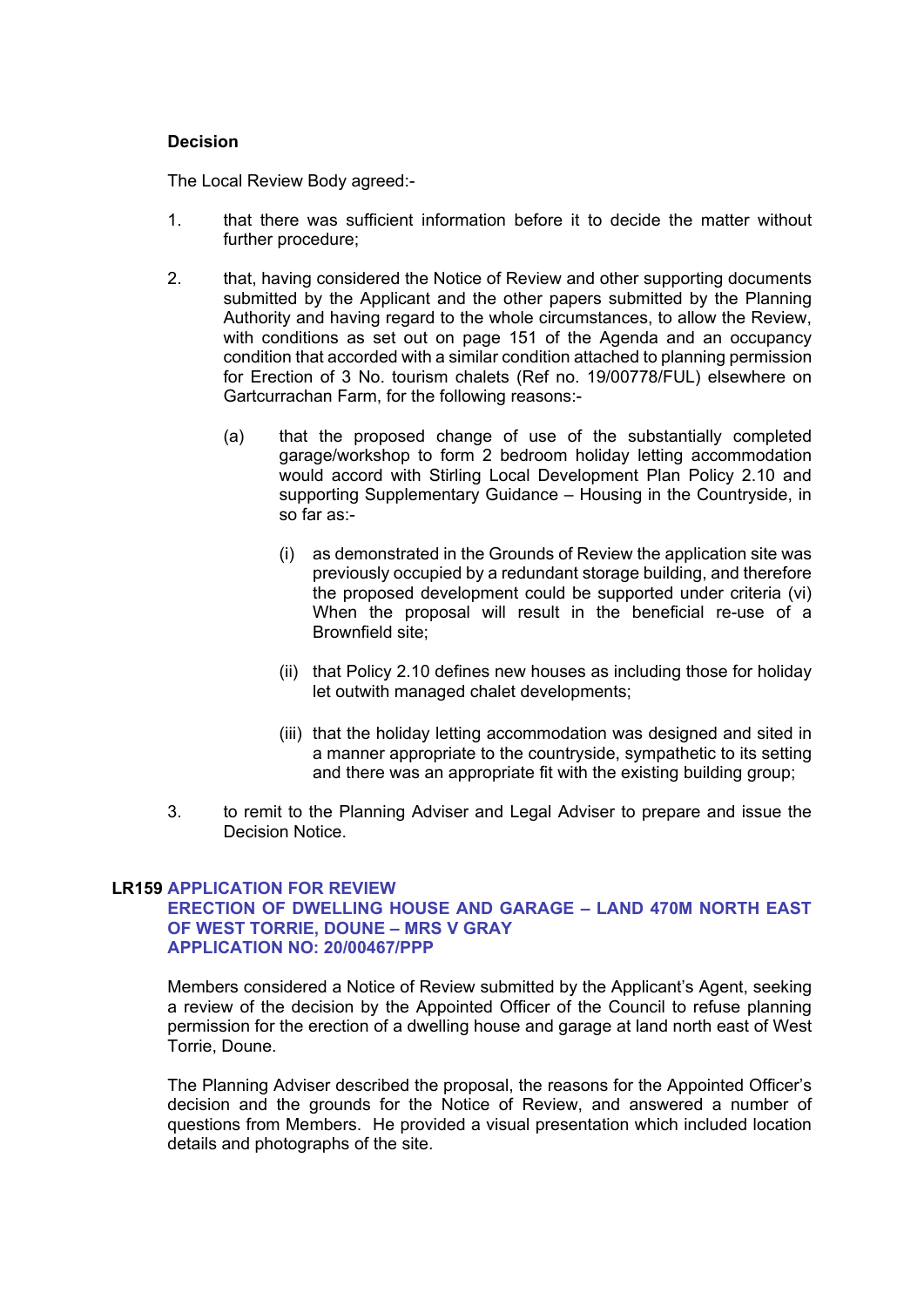**Decision**

The Local Review Body agreed:-

1. that there was sufficient information before it to decide the matter without further procedure;

2. that, having considered the Notice of Review and other supporting documents submitted by the Applicant and the other papers submitted by the Planning Authority and having regard to the whole circumstances, to allow the Review, with conditions as set out on page 151 of the Agenda and an occupancy condition that accorded with a similar condition attached to planning permission for Erection of 3 No. tourism chalets (Ref no. 19/00778/FUL) elsewhere on Gartcurrachan Farm, for the following reasons:-

   (a) that the proposed change of use of the substantially completed garage/workshop to form 2 bedroom holiday letting accommodation would accord with Stirling Local Development Plan Policy 2.10 and supporting Supplementary Guidance – Housing in the Countryside, in so far as:-

      (i) as demonstrated in the Grounds of Review the application site was previously occupied by a redundant storage building, and therefore the proposed development could be supported under criteria (vi) When the proposal will result in the beneficial re-use of a Brownfield site;

      (ii) that Policy 2.10 defines new houses as including those for holiday let outwith managed chalet developments;

      (iii) that the holiday letting accommodation was designed and sited in a manner appropriate to the countryside, sympathetic to its setting and there was an appropriate fit with the existing building group;

3. to remit to the Planning Adviser and Legal Adviser to prepare and issue the Decision Notice.

## LR159 APPLICATION FOR REVIEW
## ERECTION OF DWELLING HOUSE AND GARAGE – LAND 470M NORTH EAST OF WEST TORRIE, DOUNE – MRS V GRAY
## APPLICATION NO: 20/00467/PPP

Members considered a Notice of Review submitted by the Applicant's Agent, seeking a review of the decision by the Appointed Officer of the Council to refuse planning permission for the erection of a dwelling house and garage at land north east of West Torrie, Doune.

The Planning Adviser described the proposal, the reasons for the Appointed Officer's decision and the grounds for the Notice of Review, and answered a number of questions from Members. He provided a visual presentation which included location details and photographs of the site.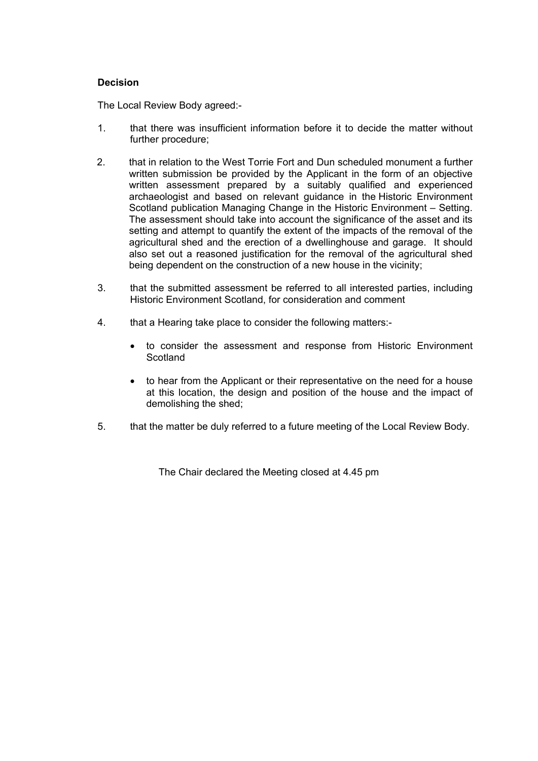**Decision**

The Local Review Body agreed:-

1. that there was insufficient information before it to decide the matter without further procedure;

2. that in relation to the West Torrie Fort and Dun scheduled monument a further written submission be provided by the Applicant in the form of an objective written assessment prepared by a suitably qualified and experienced archaeologist and based on relevant guidance in the Historic Environment Scotland publication Managing Change in the Historic Environment – Setting. The assessment should take into account the significance of the asset and its setting and attempt to quantify the extent of the impacts of the removal of the agricultural shed and the erection of a dwellinghouse and garage. It should also set out a reasoned justification for the removal of the agricultural shed being dependent on the construction of a new house in the vicinity;

3. that the submitted assessment be referred to all interested parties, including Historic Environment Scotland, for consideration and comment

4. that a Hearing take place to consider the following matters:-

   - to consider the assessment and response from Historic Environment Scotland

   - to hear from the Applicant or their representative on the need for a house at this location, the design and position of the house and the impact of demolishing the shed;

5. that the matter be duly referred to a future meeting of the Local Review Body.

The Chair declared the Meeting closed at 4.45 pm